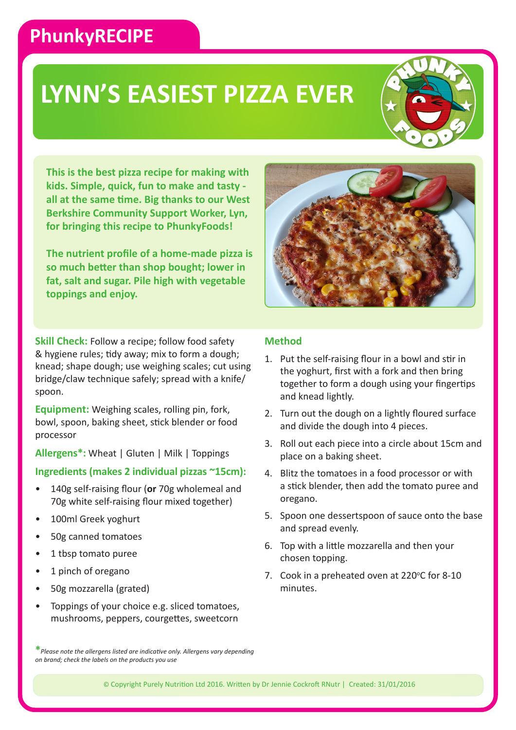PhunkyRECIPE

# LYNN'S EASIEST PIZZA EVER

**This is the best pizza recipe for making with kids. Simple, quick, fun to make and tasty - all at the same time. Big thanks to our West Berkshire Community Support Worker, Lyn, for bringing this recipe to PhunkyFoods!**

**The nutrient profile of a home-made pizza is so much better than shop bought; lower in fat, salt and sugar. Pile high with vegetable toppings and enjoy.**

**Skill Check:** Follow a recipe; follow food safety & hygiene rules; tidy away; mix to form a dough; knead; shape dough; use weighing scales; cut using bridge/claw technique safely; spread with a knife/ spoon.

**Equipment:** Weighing scales, rolling pin, fork, bowl, spoon, baking sheet, stick blender or food processor

**Allergens*:** Wheat | Gluten | Milk | Toppings

## Ingredients (makes 2 individual pizzas ~15cm):

- 140g self-raising flour (**or** 70g wholemeal and 70g white self-raising flour mixed together)
- 100ml Greek yoghurt
- 50g canned tomatoes
- 1 tbsp tomato puree
- 1 pinch of oregano
- 50g mozzarella (grated)
- Toppings of your choice e.g. sliced tomatoes, mushrooms, peppers, courgettes, sweetcorn

## Method

1. Put the self-raising flour in a bowl and stir in the yoghurt, first with a fork and then bring together to form a dough using your fingertips and knead lightly.
2. Turn out the dough on a lightly floured surface and divide the dough into 4 pieces.
3. Roll out each piece into a circle about 15cm and place on a baking sheet.
4. Blitz the tomatoes in a food processor or with a stick blender, then add the tomato puree and oregano.
5. Spoon one dessertspoon of sauce onto the base and spread evenly.
6. Top with a little mozzarella and then your chosen topping.
7. Cook in a preheated oven at 220°C for 8-10 minutes.

**\***_Please note the allergens listed are indicative only. Allergens vary depending on brand; check the labels on the products you use_

© Copyright Purely Nutrition Ltd 2016. Written by Dr Jennie Cockroft RNutr | Created: 31/01/2016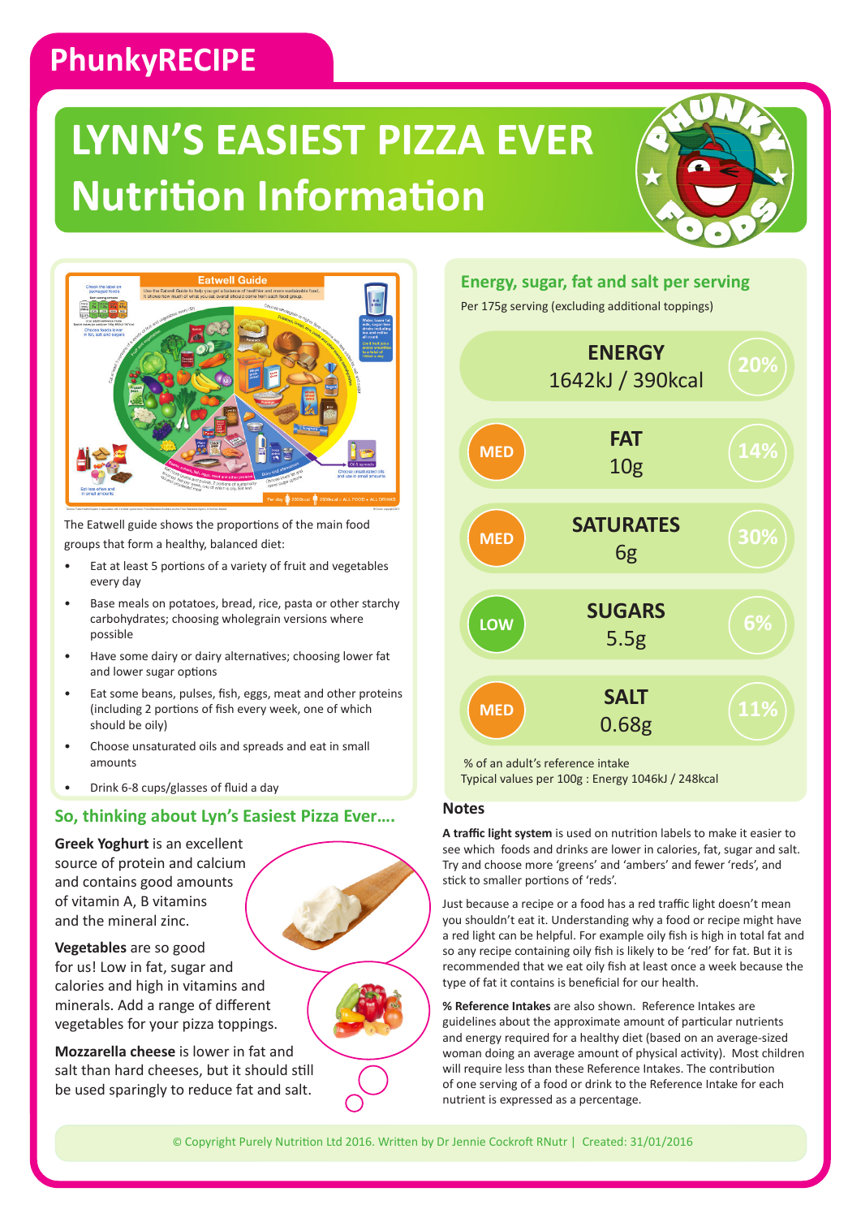PhunkyRECIPE

# LYNN'S EASIEST PIZZA EVER Nutrition Information

The Eatwell guide shows the proportions of the main food groups that form a healthy, balanced diet:

- Eat at least 5 portions of a variety of fruit and vegetables every day
- Base meals on potatoes, bread, rice, pasta or other starchy carbohydrates; choosing wholegrain versions where possible
- Have some dairy or dairy alternatives; choosing lower fat and lower sugar options
- Eat some beans, pulses, fish, eggs, meat and other proteins (including 2 portions of fish every week, one of which should be oily)
- Choose unsaturated oils and spreads and eat in small amounts
- Drink 6-8 cups/glasses of fluid a day

## So, thinking about Lyn's Easiest Pizza Ever….

**Greek Yoghurt** is an excellent source of protein and calcium and contains good amounts of vitamin A, B vitamins and the mineral zinc.

**Vegetables** are so good for us! Low in fat, sugar and calories and high in vitamins and minerals. Add a range of different vegetables for your pizza toppings.

**Mozzarella cheese** is lower in fat and salt than hard cheeses, but it should still be used sparingly to reduce fat and salt.

## Energy, sugar, fat and salt per serving

Per 175g serving (excluding additional toppings)

| | Nutrient | Amount | % RI |
|---|---|---|---|
| | ENERGY | 1642kJ / 390kcal | 20% |
| MED | FAT | 10g | 14% |
| MED | SATURATES | 6g | 30% |
| LOW | SUGARS | 5.5g | 6% |
| MED | SALT | 0.68g | 11% |

% of an adult's reference intake
Typical values per 100g : Energy 1046kJ / 248kcal

## Notes

**A traffic light system** is used on nutrition labels to make it easier to see which foods and drinks are lower in calories, fat, sugar and salt. Try and choose more 'greens' and 'ambers' and fewer 'reds', and stick to smaller portions of 'reds'.

Just because a recipe or a food has a red traffic light doesn't mean you shouldn't eat it. Understanding why a food or recipe might have a red light can be helpful. For example oily fish is high in total fat and so any recipe containing oily fish is likely to be 'red' for fat. But it is recommended that we eat oily fish at least once a week because the type of fat it contains is beneficial for our health.

**% Reference Intakes** are also shown. Reference Intakes are guidelines about the approximate amount of particular nutrients and energy required for a healthy diet (based on an average-sized woman doing an average amount of physical activity). Most children will require less than these Reference Intakes. The contribution of one serving of a food or drink to the Reference Intake for each nutrient is expressed as a percentage.

© Copyright Purely Nutrition Ltd 2016. Written by Dr Jennie Cockroft RNutr | Created: 31/01/2016